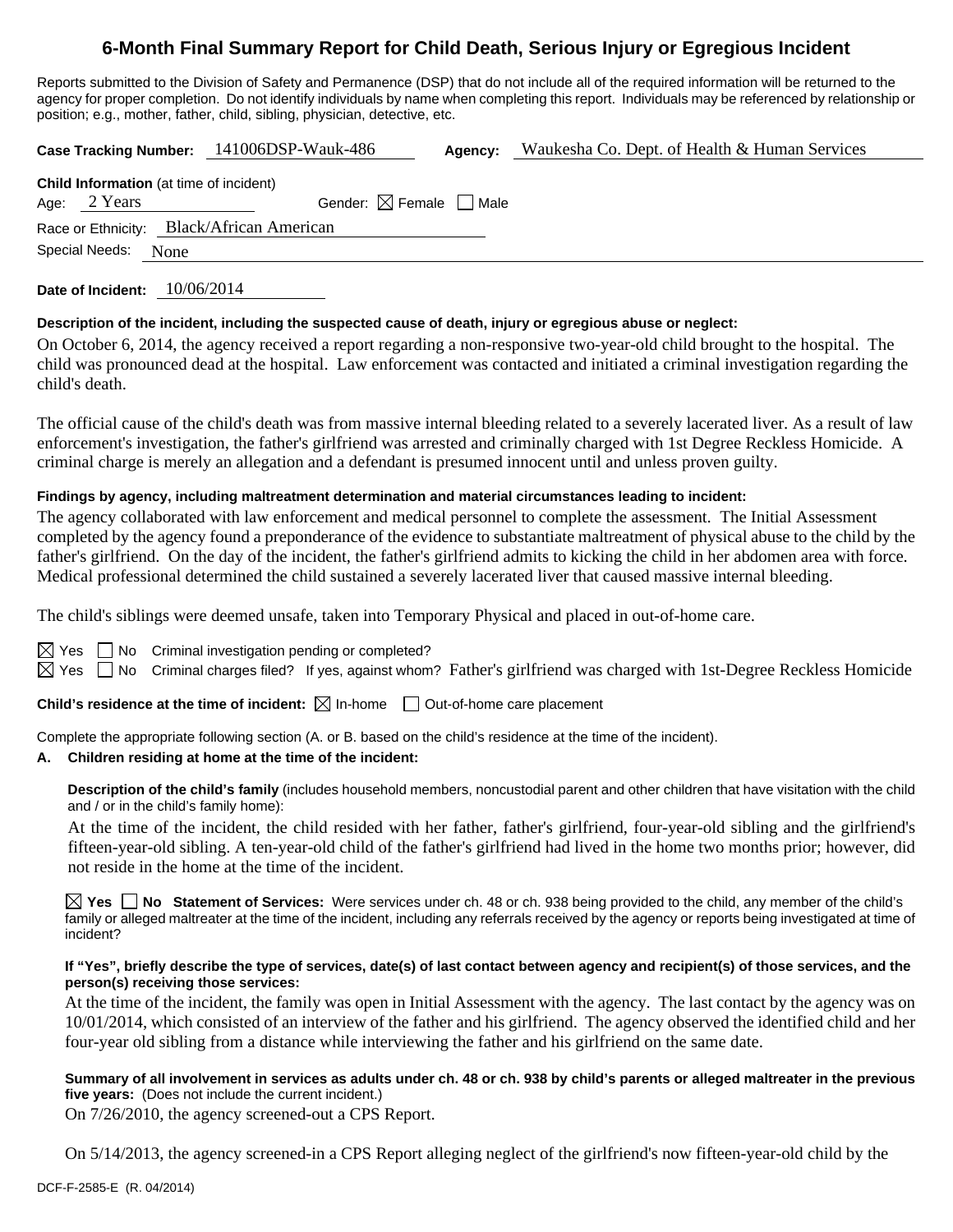# 6-Month Final Summary Report for Child Death, Serious Injury or Egregious Incident

Reports submitted to the Division of Safety and Permanence (DSP) that do not include all of the required information will be returned to the agency for proper completion. Do not identify individuals by name when completing this report. Individuals may be referenced by relationship or position; e.g., mother, father, child, sibling, physician, detective, etc.

**Case Tracking Number:** 141006DSP-Wauk-486 **Agency:** Waukesha Co. Dept. of Health & Human Services

**Child Information** (at time of incident)
Age: 2 Years Gender: ☒ Female ☐ Male
Race or Ethnicity: Black/African American
Special Needs: None

**Date of Incident:** 10/06/2014

**Description of the incident, including the suspected cause of death, injury or egregious abuse or neglect:**

On October 6, 2014, the agency received a report regarding a non-responsive two-year-old child brought to the hospital. The child was pronounced dead at the hospital. Law enforcement was contacted and initiated a criminal investigation regarding the child's death.

The official cause of the child's death was from massive internal bleeding related to a severely lacerated liver. As a result of law enforcement's investigation, the father's girlfriend was arrested and criminally charged with 1st Degree Reckless Homicide. A criminal charge is merely an allegation and a defendant is presumed innocent until and unless proven guilty.

**Findings by agency, including maltreatment determination and material circumstances leading to incident:**

The agency collaborated with law enforcement and medical personnel to complete the assessment. The Initial Assessment completed by the agency found a preponderance of the evidence to substantiate maltreatment of physical abuse to the child by the father's girlfriend. On the day of the incident, the father's girlfriend admits to kicking the child in her abdomen area with force. Medical professional determined the child sustained a severely lacerated liver that caused massive internal bleeding.

The child's siblings were deemed unsafe, taken into Temporary Physical and placed in out-of-home care.

☒ Yes ☐ No Criminal investigation pending or completed?
☒ Yes ☐ No Criminal charges filed? If yes, against whom? Father's girlfriend was charged with 1st-Degree Reckless Homicide

**Child's residence at the time of incident:** ☒ In-home ☐ Out-of-home care placement

Complete the appropriate following section (A. or B. based on the child's residence at the time of the incident).

**A. Children residing at home at the time of the incident:**

**Description of the child's family** (includes household members, noncustodial parent and other children that have visitation with the child and / or in the child's family home):

At the time of the incident, the child resided with her father, father's girlfriend, four-year-old sibling and the girlfriend's fifteen-year-old sibling. A ten-year-old child of the father's girlfriend had lived in the home two months prior; however, did not reside in the home at the time of the incident.

☒ **Yes** ☐ **No** **Statement of Services:** Were services under ch. 48 or ch. 938 being provided to the child, any member of the child's family or alleged maltreater at the time of the incident, including any referrals received by the agency or reports being investigated at time of incident?

**If "Yes", briefly describe the type of services, date(s) of last contact between agency and recipient(s) of those services, and the person(s) receiving those services:**

At the time of the incident, the family was open in Initial Assessment with the agency. The last contact by the agency was on 10/01/2014, which consisted of an interview of the father and his girlfriend. The agency observed the identified child and her four-year old sibling from a distance while interviewing the father and his girlfriend on the same date.

**Summary of all involvement in services as adults under ch. 48 or ch. 938 by child's parents or alleged maltreater in the previous five years:** (Does not include the current incident.)

On 7/26/2010, the agency screened-out a CPS Report.

On 5/14/2013, the agency screened-in a CPS Report alleging neglect of the girlfriend's now fifteen-year-old child by the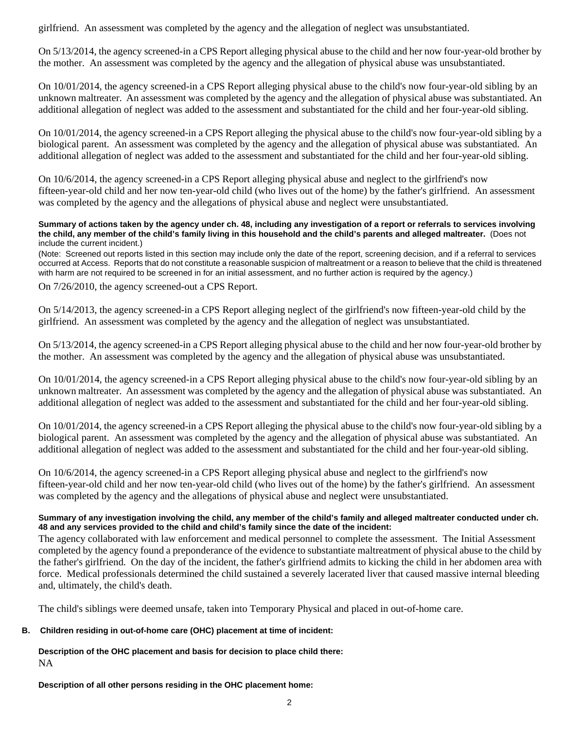girlfriend. An assessment was completed by the agency and the allegation of neglect was unsubstantiated.

On 5/13/2014, the agency screened-in a CPS Report alleging physical abuse to the child and her now four-year-old brother by the mother. An assessment was completed by the agency and the allegation of physical abuse was unsubstantiated.

On 10/01/2014, the agency screened-in a CPS Report alleging physical abuse to the child's now four-year-old sibling by an unknown maltreater. An assessment was completed by the agency and the allegation of physical abuse was substantiated. An additional allegation of neglect was added to the assessment and substantiated for the child and her four-year-old sibling.

On 10/01/2014, the agency screened-in a CPS Report alleging the physical abuse to the child's now four-year-old sibling by a biological parent. An assessment was completed by the agency and the allegation of physical abuse was substantiated. An additional allegation of neglect was added to the assessment and substantiated for the child and her four-year-old sibling.

On 10/6/2014, the agency screened-in a CPS Report alleging physical abuse and neglect to the girlfriend's now fifteen-year-old child and her now ten-year-old child (who lives out of the home) by the father's girlfriend. An assessment was completed by the agency and the allegations of physical abuse and neglect were unsubstantiated.

**Summary of actions taken by the agency under ch. 48, including any investigation of a report or referrals to services involving the child, any member of the child's family living in this household and the child's parents and alleged maltreater.** (Does not include the current incident.)

(Note: Screened out reports listed in this section may include only the date of the report, screening decision, and if a referral to services occurred at Access. Reports that do not constitute a reasonable suspicion of maltreatment or a reason to believe that the child is threatened with harm are not required to be screened in for an initial assessment, and no further action is required by the agency.)

On 7/26/2010, the agency screened-out a CPS Report.

On 5/14/2013, the agency screened-in a CPS Report alleging neglect of the girlfriend's now fifteen-year-old child by the girlfriend. An assessment was completed by the agency and the allegation of neglect was unsubstantiated.

On 5/13/2014, the agency screened-in a CPS Report alleging physical abuse to the child and her now four-year-old brother by the mother. An assessment was completed by the agency and the allegation of physical abuse was unsubstantiated.

On 10/01/2014, the agency screened-in a CPS Report alleging physical abuse to the child's now four-year-old sibling by an unknown maltreater. An assessment was completed by the agency and the allegation of physical abuse was substantiated. An additional allegation of neglect was added to the assessment and substantiated for the child and her four-year-old sibling.

On 10/01/2014, the agency screened-in a CPS Report alleging the physical abuse to the child's now four-year-old sibling by a biological parent. An assessment was completed by the agency and the allegation of physical abuse was substantiated. An additional allegation of neglect was added to the assessment and substantiated for the child and her four-year-old sibling.

On 10/6/2014, the agency screened-in a CPS Report alleging physical abuse and neglect to the girlfriend's now fifteen-year-old child and her now ten-year-old child (who lives out of the home) by the father's girlfriend. An assessment was completed by the agency and the allegations of physical abuse and neglect were unsubstantiated.

**Summary of any investigation involving the child, any member of the child's family and alleged maltreater conducted under ch. 48 and any services provided to the child and child's family since the date of the incident:**

The agency collaborated with law enforcement and medical personnel to complete the assessment. The Initial Assessment completed by the agency found a preponderance of the evidence to substantiate maltreatment of physical abuse to the child by the father's girlfriend. On the day of the incident, the father's girlfriend admits to kicking the child in her abdomen area with force. Medical professionals determined the child sustained a severely lacerated liver that caused massive internal bleeding and, ultimately, the child's death.

The child's siblings were deemed unsafe, taken into Temporary Physical and placed in out-of-home care.

## B. Children residing in out-of-home care (OHC) placement at time of incident:

**Description of the OHC placement and basis for decision to place child there:**

NA

**Description of all other persons residing in the OHC placement home:**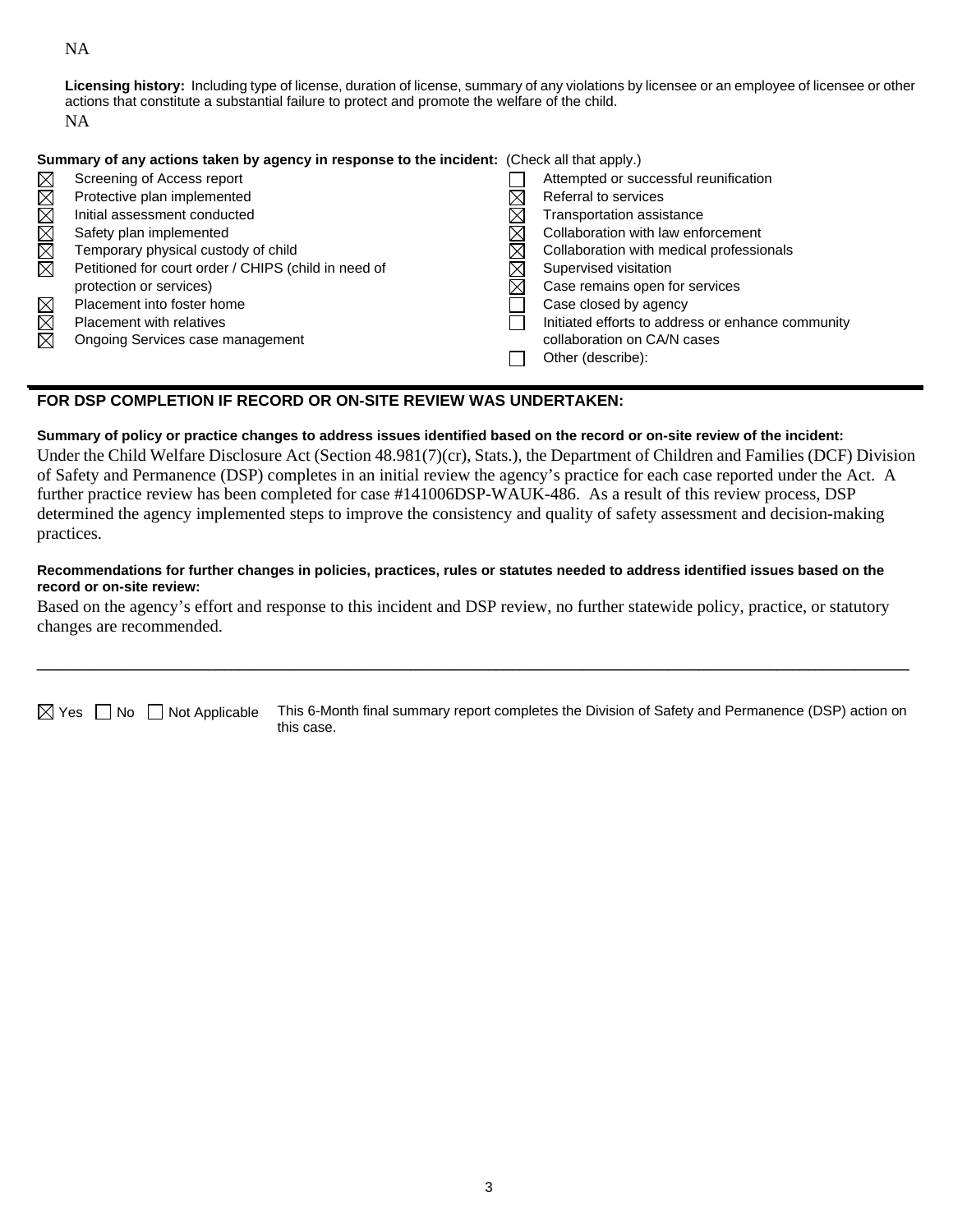NA

**Licensing history:** Including type of license, duration of license, summary of any violations by licensee or an employee of licensee or other actions that constitute a substantial failure to protect and promote the welfare of the child.

NA

**Summary of any actions taken by agency in response to the incident:** (Check all that apply.)

- ☒ Screening of Access report
- ☒ Protective plan implemented
- ☒ Initial assessment conducted
- ☒ Safety plan implemented
- ☒ Temporary physical custody of child
- ☒ Petitioned for court order / CHIPS (child in need of protection or services)
- ☒ Placement into foster home
- ☒ Placement with relatives
- ☒ Ongoing Services case management
- ☐ Attempted or successful reunification
- ☒ Referral to services
- ☒ Transportation assistance
- ☒ Collaboration with law enforcement
- ☒ Collaboration with medical professionals
- ☒ Supervised visitation
- ☒ Case remains open for services
- ☐ Case closed by agency
- ☐ Initiated efforts to address or enhance community collaboration on CA/N cases
- ☐ Other (describe):

## FOR DSP COMPLETION IF RECORD OR ON-SITE REVIEW WAS UNDERTAKEN:

**Summary of policy or practice changes to address issues identified based on the record or on-site review of the incident:**

Under the Child Welfare Disclosure Act (Section 48.981(7)(cr), Stats.), the Department of Children and Families (DCF) Division of Safety and Permanence (DSP) completes in an initial review the agency's practice for each case reported under the Act. A further practice review has been completed for case #141006DSP-WAUK-486. As a result of this review process, DSP determined the agency implemented steps to improve the consistency and quality of safety assessment and decision-making practices.

**Recommendations for further changes in policies, practices, rules or statutes needed to address identified issues based on the record or on-site review:**

Based on the agency's effort and response to this incident and DSP review, no further statewide policy, practice, or statutory changes are recommended.

---

☒ Yes ☐ No ☐ Not Applicable This 6-Month final summary report completes the Division of Safety and Permanence (DSP) action on this case.